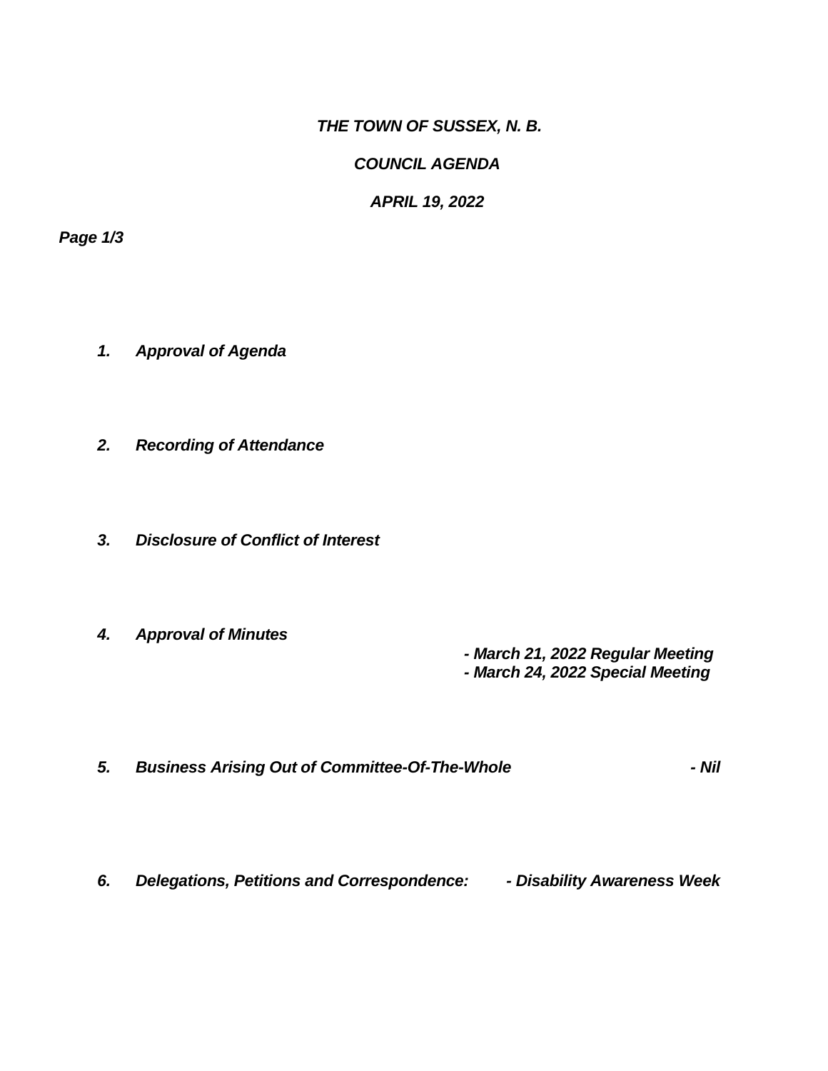***THE TOWN OF SUSSEX, N. B.***

***COUNCIL AGENDA***

***APRIL 19, 2022***

***Page 1/3***

1. ***Approval of Agenda***

2. ***Recording of Attendance***

3. ***Disclosure of Conflict of Interest***

4. ***Approval of Minutes***
   - ***March 21, 2022 Regular Meeting***
   - ***March 24, 2022 Special Meeting***

5. ***Business Arising Out of Committee-Of-The-Whole*** ***- Nil***

6. ***Delegations, Petitions and Correspondence:*** ***- Disability Awareness Week***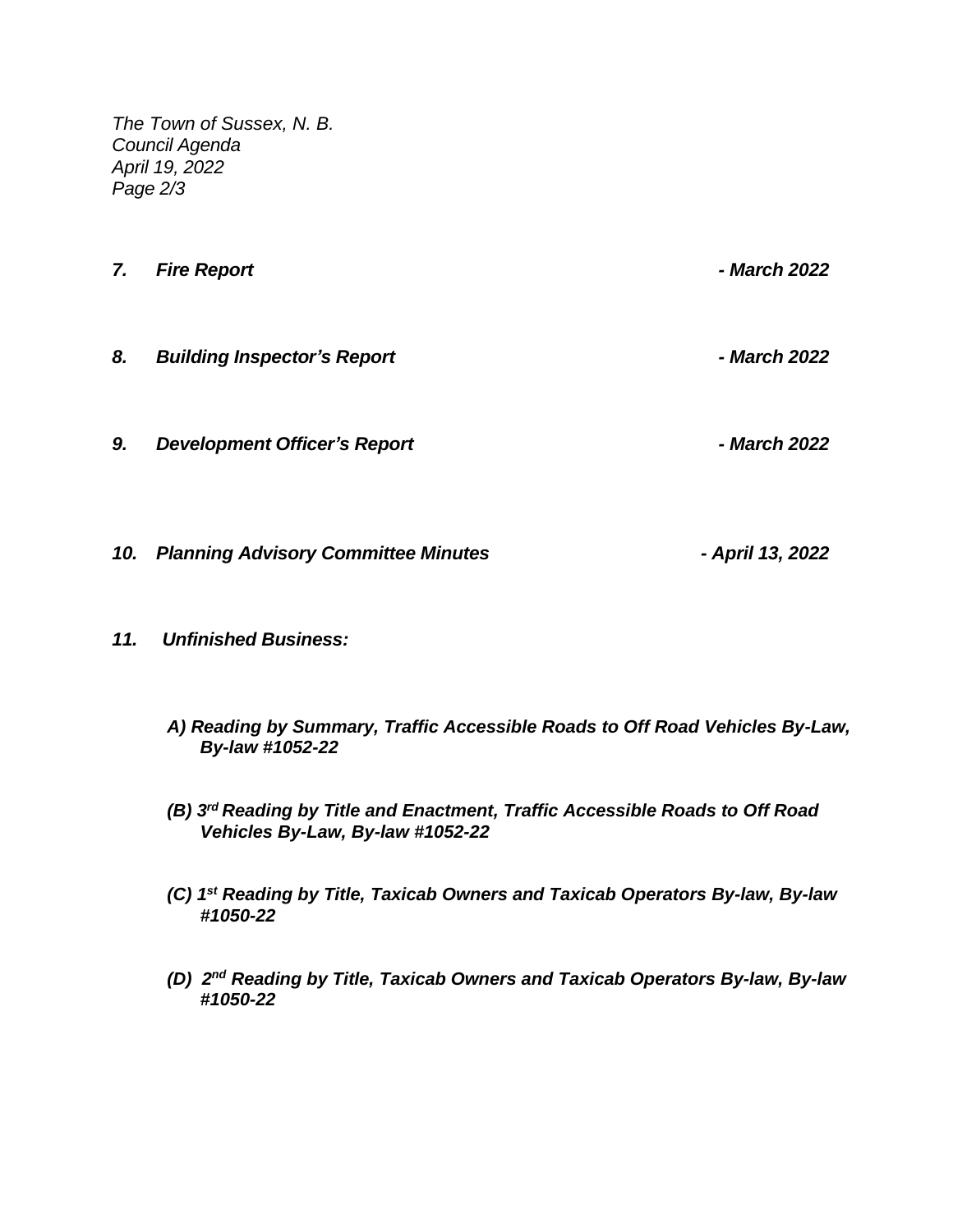*The Town of Sussex, N. B.*
*Council Agenda*
*April 19, 2022*

***7. Fire Report - March 2022***

***8. Building Inspector's Report - March 2022***

***9. Development Officer's Report - March 2022***

***10. Planning Advisory Committee Minutes - April 13, 2022***

***11. Unfinished Business:***

***A) Reading by Summary, Traffic Accessible Roads to Off Road Vehicles By-Law, By-law #1052-22***

***(B) 3rd Reading by Title and Enactment, Traffic Accessible Roads to Off Road Vehicles By-Law, By-law #1052-22***

***(C) 1st Reading by Title, Taxicab Owners and Taxicab Operators By-law, By-law #1050-22***

***(D) 2nd Reading by Title, Taxicab Owners and Taxicab Operators By-law, By-law #1050-22***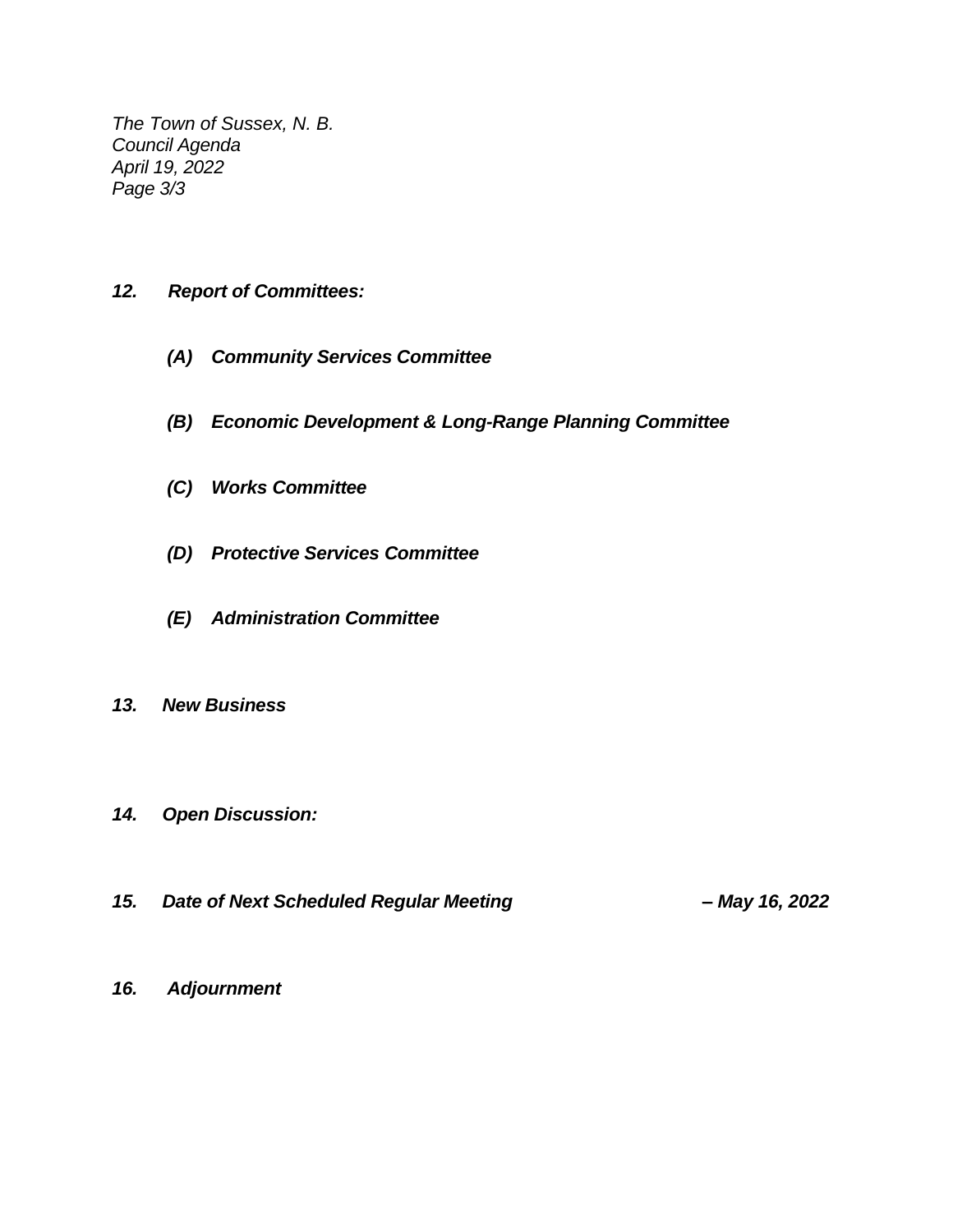***12. Report of Committees:***

- ***(A) Community Services Committee***
- ***(B) Economic Development & Long-Range Planning Committee***
- ***(C) Works Committee***
- ***(D) Protective Services Committee***
- ***(E) Administration Committee***

***13. New Business***

***14. Open Discussion:***

***15. Date of Next Scheduled Regular Meeting – May 16, 2022***

***16. Adjournment***